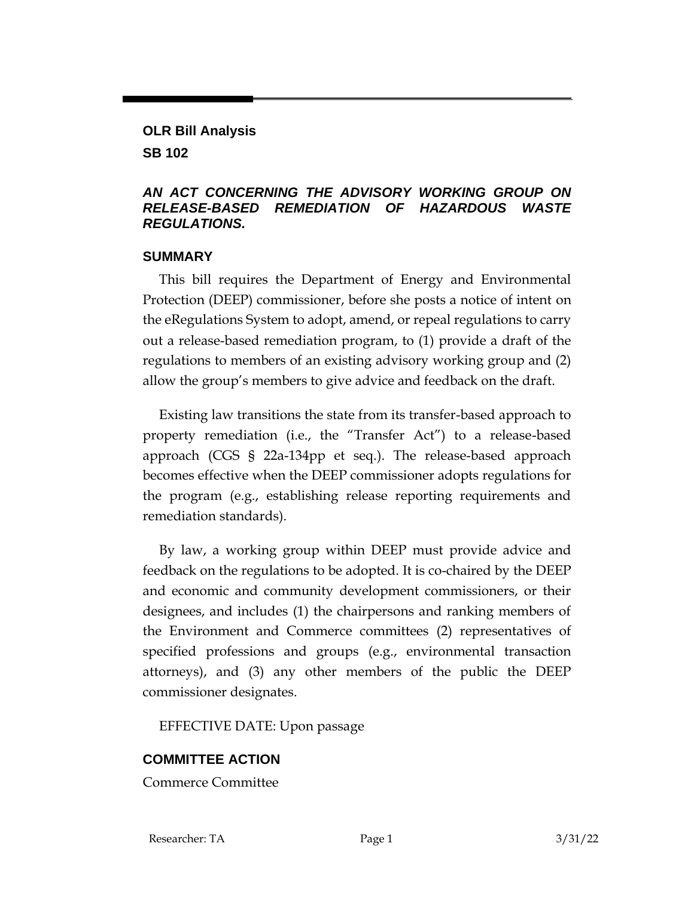**OLR Bill Analysis**

**SB 102**

***AN ACT CONCERNING THE ADVISORY WORKING GROUP ON RELEASE-BASED REMEDIATION OF HAZARDOUS WASTE REGULATIONS.***

## SUMMARY

This bill requires the Department of Energy and Environmental Protection (DEEP) commissioner, before she posts a notice of intent on the eRegulations System to adopt, amend, or repeal regulations to carry out a release-based remediation program, to (1) provide a draft of the regulations to members of an existing advisory working group and (2) allow the group's members to give advice and feedback on the draft.

Existing law transitions the state from its transfer-based approach to property remediation (i.e., the "Transfer Act") to a release-based approach (CGS § 22a-134pp et seq.). The release-based approach becomes effective when the DEEP commissioner adopts regulations for the program (e.g., establishing release reporting requirements and remediation standards).

By law, a working group within DEEP must provide advice and feedback on the regulations to be adopted. It is co-chaired by the DEEP and economic and community development commissioners, or their designees, and includes (1) the chairpersons and ranking members of the Environment and Commerce committees (2) representatives of specified professions and groups (e.g., environmental transaction attorneys), and (3) any other members of the public the DEEP commissioner designates.

EFFECTIVE DATE: Upon passage

## COMMITTEE ACTION

Commerce Committee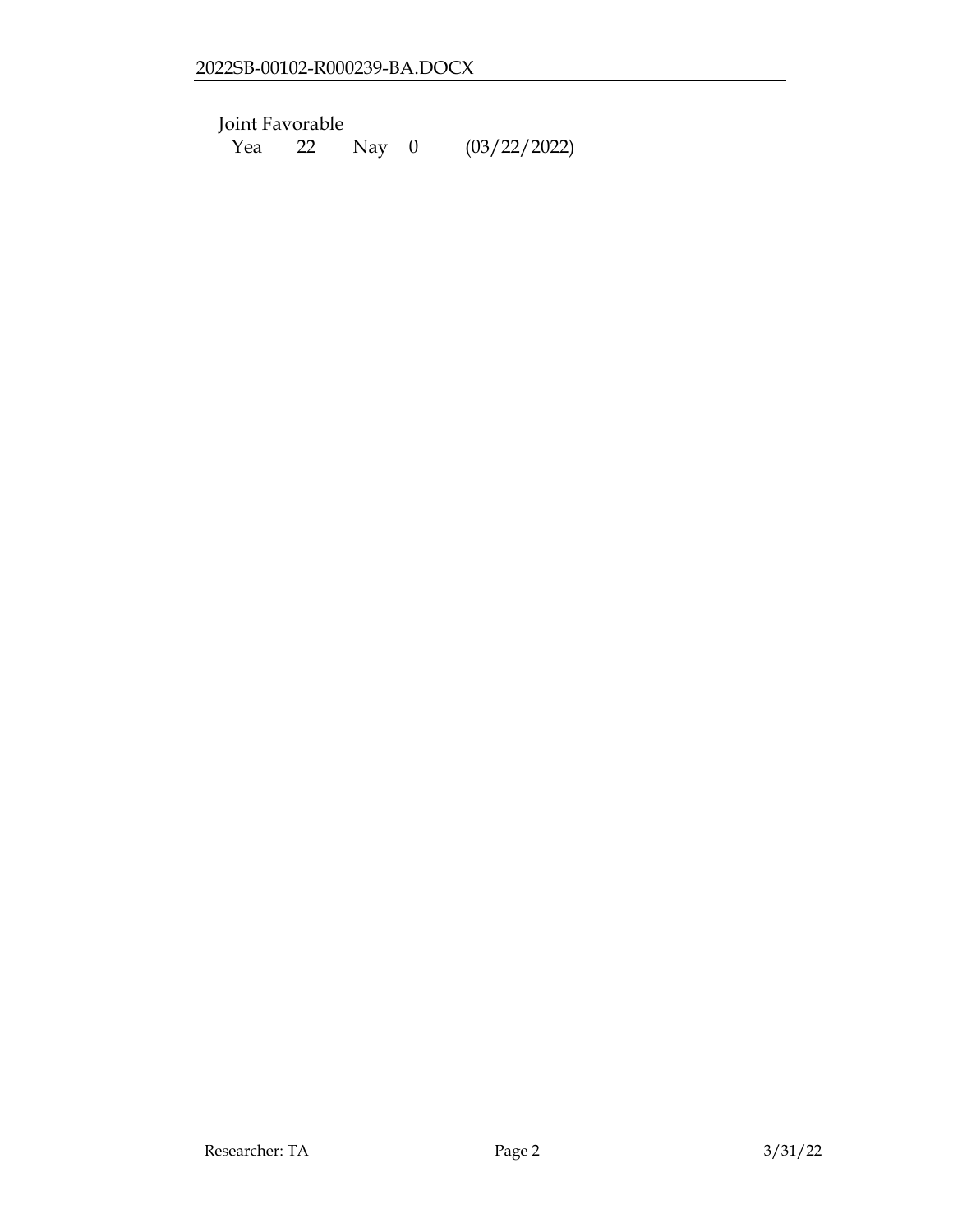Joint Favorable

Yea 22 Nay 0 (03/22/2022)